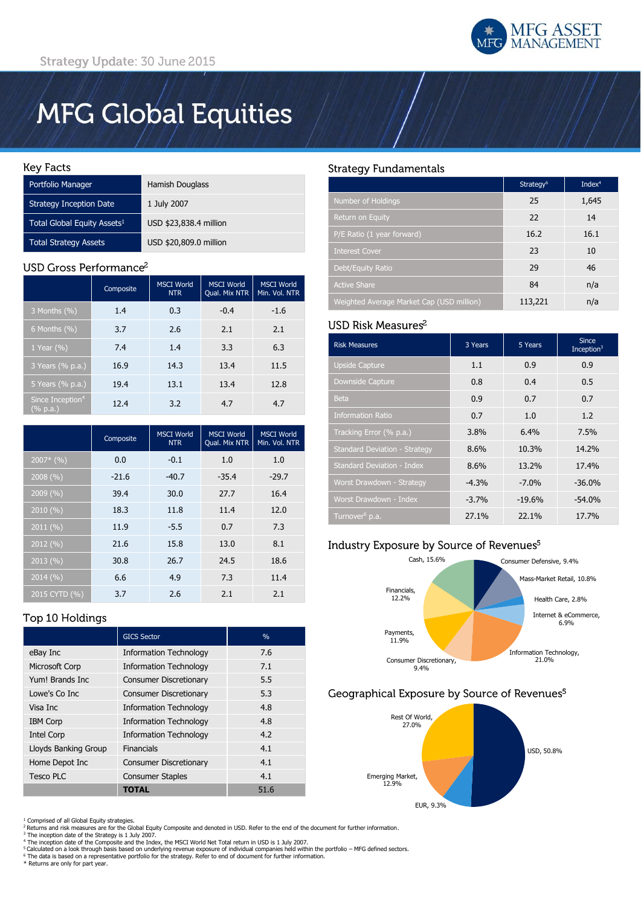MFG ASSET MANAGEMENT

Strategy Update: 30 June 2015

# MFG Global Equities

## Key Facts

| | |
|---|---|
| Portfolio Manager | Hamish Douglass |
| Strategy Inception Date | 1 July 2007 |
| Total Global Equity Assets[1] | USD $23,838.4 million |
| Total Strategy Assets | USD $20,809.0 million |

## USD Gross Performance[2]

| | Composite | MSCI World NTR | MSCI World Qual. Mix NTR | MSCI World Min. Vol. NTR |
|---|---|---|---|---|
| 3 Months (%) | 1.4 | 0.3 | -0.4 | -1.6 |
| 6 Months (%) | 3.7 | 2.6 | 2.1 | 2.1 |
| 1 Year (%) | 7.4 | 1.4 | 3.3 | 6.3 |
| 3 Years (% p.a.) | 16.9 | 14.3 | 13.4 | 11.5 |
| 5 Years (% p.a.) | 19.4 | 13.1 | 13.4 | 12.8 |
| Since Inception[4] (% p.a.) | 12.4 | 3.2 | 4.7 | 4.7 |

| | Composite | MSCI World NTR | MSCI World Qual. Mix NTR | MSCI World Min. Vol. NTR |
|---|---|---|---|---|
| 2007* (%) | 0.0 | -0.1 | 1.0 | 1.0 |
| 2008 (%) | -21.6 | -40.7 | -35.4 | -29.7 |
| 2009 (%) | 39.4 | 30.0 | 27.7 | 16.4 |
| 2010 (%) | 18.3 | 11.8 | 11.4 | 12.0 |
| 2011 (%) | 11.9 | -5.5 | 0.7 | 7.3 |
| 2012 (%) | 21.6 | 15.8 | 13.0 | 8.1 |
| 2013 (%) | 30.8 | 26.7 | 24.5 | 18.6 |
| 2014 (%) | 6.6 | 4.9 | 7.3 | 11.4 |
| 2015 CYTD (%) | 3.7 | 2.6 | 2.1 | 2.1 |

## Top 10 Holdings

| | GICS Sector | % |
|---|---|---|
| eBay Inc | Information Technology | 7.6 |
| Microsoft Corp | Information Technology | 7.1 |
| Yum! Brands Inc | Consumer Discretionary | 5.5 |
| Lowe's Co Inc | Consumer Discretionary | 5.3 |
| Visa Inc | Information Technology | 4.8 |
| IBM Corp | Information Technology | 4.8 |
| Intel Corp | Information Technology | 4.2 |
| Lloyds Banking Group | Financials | 4.1 |
| Home Depot Inc | Consumer Discretionary | 4.1 |
| Tesco PLC | Consumer Staples | 4.1 |
| | **TOTAL** | 51.6 |

## Strategy Fundamentals

| | Strategy[6] | Index[4] |
|---|---|---|
| Number of Holdings | 25 | 1,645 |
| Return on Equity | 22 | 14 |
| P/E Ratio (1 year forward) | 16.2 | 16.1 |
| Interest Cover | 23 | 10 |
| Debt/Equity Ratio | 29 | 46 |
| Active Share | 84 | n/a |
| Weighted Average Market Cap (USD million) | 113,221 | n/a |

## USD Risk Measures[2]

| Risk Measures | 3 Years | 5 Years | Since Inception[3] |
|---|---|---|---|
| Upside Capture | 1.1 | 0.9 | 0.9 |
| Downside Capture | 0.8 | 0.4 | 0.5 |
| Beta | 0.9 | 0.7 | 0.7 |
| Information Ratio | 0.7 | 1.0 | 1.2 |
| Tracking Error (% p.a.) | 3.8% | 6.4% | 7.5% |
| Standard Deviation - Strategy | 8.6% | 10.3% | 14.2% |
| Standard Deviation - Index | 8.6% | 13.2% | 17.4% |
| Worst Drawdown - Strategy | -4.3% | -7.0% | -36.0% |
| Worst Drawdown - Index | -3.7% | -19.6% | -54.0% |
| Turnover[6] p.a. | 27.1% | 22.1% | 17.7% |

## Industry Exposure by Source of Revenues[5]

Cash, 15.6%; Consumer Defensive, 9.4%; Mass-Market Retail, 10.8%; Health Care, 2.8%; Internet & eCommerce, 6.9%; Information Technology, 21.0%; Consumer Discretionary, 9.4%; Payments, 11.9%; Financials, 12.2%

## Geographical Exposure by Source of Revenues[5]

USD, 50.8%; EUR, 9.3%; Emerging Market, 12.9%; Rest Of World, 27.0%

[1] Comprised of all Global Equity strategies.
[2] Returns and risk measures are for the Global Equity Composite and denoted in USD. Refer to the end of the document for further information.
[3] The inception date of the Strategy is 1 July 2007.
[4] The inception date of the Composite and the Index, the MSCI World Net Total return in USD is 1 July 2007.
[5] Calculated on a look through basis based on underlying revenue exposure of individual companies held within the portfolio – MFG defined sectors.
[6] The data is based on a representative portfolio for the strategy. Refer to end of document for further information.
* Returns are only for part year.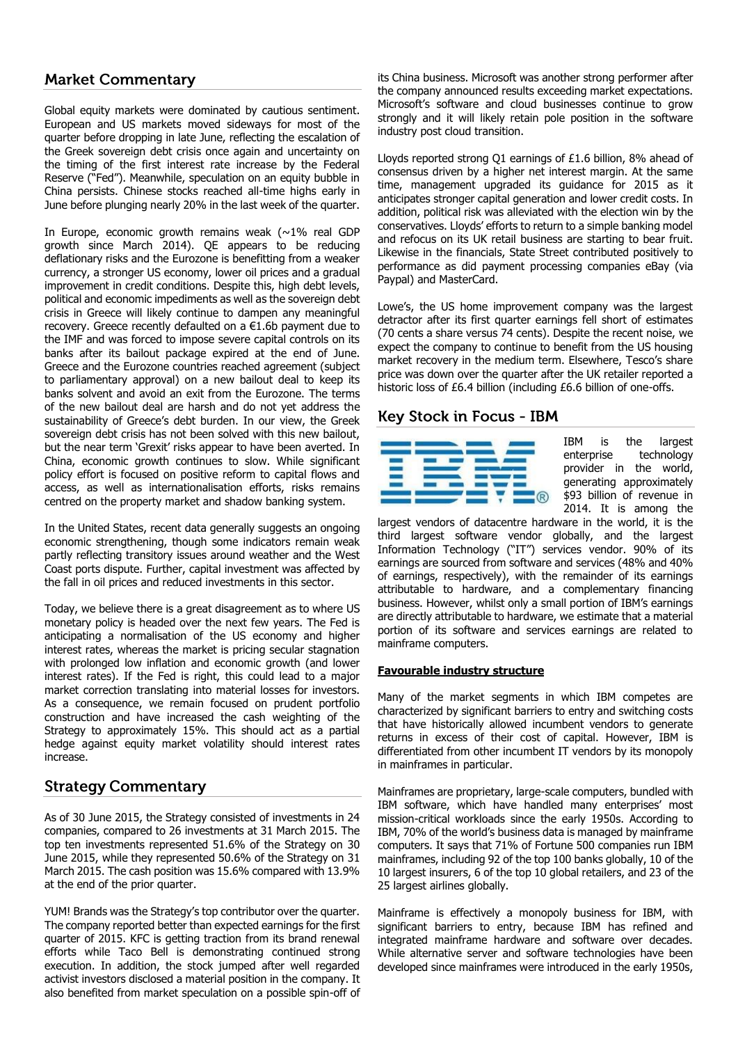## Market Commentary

Global equity markets were dominated by cautious sentiment. European and US markets moved sideways for most of the quarter before dropping in late June, reflecting the escalation of the Greek sovereign debt crisis once again and uncertainty on the timing of the first interest rate increase by the Federal Reserve ("Fed"). Meanwhile, speculation on an equity bubble in China persists. Chinese stocks reached all-time highs early in June before plunging nearly 20% in the last week of the quarter.

In Europe, economic growth remains weak (~1% real GDP growth since March 2014). QE appears to be reducing deflationary risks and the Eurozone is benefitting from a weaker currency, a stronger US economy, lower oil prices and a gradual improvement in credit conditions. Despite this, high debt levels, political and economic impediments as well as the sovereign debt crisis in Greece will likely continue to dampen any meaningful recovery. Greece recently defaulted on a €1.6b payment due to the IMF and was forced to impose severe capital controls on its banks after its bailout package expired at the end of June. Greece and the Eurozone countries reached agreement (subject to parliamentary approval) on a new bailout deal to keep its banks solvent and avoid an exit from the Eurozone. The terms of the new bailout deal are harsh and do not yet address the sustainability of Greece's debt burden. In our view, the Greek sovereign debt crisis has not been solved with this new bailout, but the near term 'Grexit' risks appear to have been averted. In China, economic growth continues to slow. While significant policy effort is focused on positive reform to capital flows and access, as well as internationalisation efforts, risks remains centred on the property market and shadow banking system.

In the United States, recent data generally suggests an ongoing economic strengthening, though some indicators remain weak partly reflecting transitory issues around weather and the West Coast ports dispute. Further, capital investment was affected by the fall in oil prices and reduced investments in this sector.

Today, we believe there is a great disagreement as to where US monetary policy is headed over the next few years. The Fed is anticipating a normalisation of the US economy and higher interest rates, whereas the market is pricing secular stagnation with prolonged low inflation and economic growth (and lower interest rates). If the Fed is right, this could lead to a major market correction translating into material losses for investors. As a consequence, we remain focused on prudent portfolio construction and have increased the cash weighting of the Strategy to approximately 15%. This should act as a partial hedge against equity market volatility should interest rates increase.

## Strategy Commentary

As of 30 June 2015, the Strategy consisted of investments in 24 companies, compared to 26 investments at 31 March 2015. The top ten investments represented 51.6% of the Strategy on 30 June 2015, while they represented 50.6% of the Strategy on 31 March 2015. The cash position was 15.6% compared with 13.9% at the end of the prior quarter.

YUM! Brands was the Strategy's top contributor over the quarter. The company reported better than expected earnings for the first quarter of 2015. KFC is getting traction from its brand renewal efforts while Taco Bell is demonstrating continued strong execution. In addition, the stock jumped after well regarded activist investors disclosed a material position in the company. It also benefited from market speculation on a possible spin-off of its China business. Microsoft was another strong performer after the company announced results exceeding market expectations. Microsoft's software and cloud businesses continue to grow strongly and it will likely retain pole position in the software industry post cloud transition.

Lloyds reported strong Q1 earnings of £1.6 billion, 8% ahead of consensus driven by a higher net interest margin. At the same time, management upgraded its guidance for 2015 as it anticipates stronger capital generation and lower credit costs. In addition, political risk was alleviated with the election win by the conservatives. Lloyds' efforts to return to a simple banking model and refocus on its UK retail business are starting to bear fruit. Likewise in the financials, State Street contributed positively to performance as did payment processing companies eBay (via Paypal) and MasterCard.

Lowe's, the US home improvement company was the largest detractor after its first quarter earnings fell short of estimates (70 cents a share versus 74 cents). Despite the recent noise, we expect the company to continue to benefit from the US housing market recovery in the medium term. Elsewhere, Tesco's share price was down over the quarter after the UK retailer reported a historic loss of £6.4 billion (including £6.6 billion of one-offs.

## Key Stock in Focus - IBM

IBM is the largest enterprise technology provider in the world, generating approximately $93 billion of revenue in 2014. It is among the largest vendors of datacentre hardware in the world, it is the third largest software vendor globally, and the largest Information Technology ("IT") services vendor. 90% of its earnings are sourced from software and services (48% and 40% of earnings, respectively), with the remainder of its earnings attributable to hardware, and a complementary financing business. However, whilst only a small portion of IBM's earnings are directly attributable to hardware, we estimate that a material portion of its software and services earnings are related to mainframe computers.

**Favourable industry structure**

Many of the market segments in which IBM competes are characterized by significant barriers to entry and switching costs that have historically allowed incumbent vendors to generate returns in excess of their cost of capital. However, IBM is differentiated from other incumbent IT vendors by its monopoly in mainframes in particular.

Mainframes are proprietary, large-scale computers, bundled with IBM software, which have handled many enterprises' most mission-critical workloads since the early 1950s. According to IBM, 70% of the world's business data is managed by mainframe computers. It says that 71% of Fortune 500 companies run IBM mainframes, including 92 of the top 100 banks globally, 10 of the 10 largest insurers, 6 of the top 10 global retailers, and 23 of the 25 largest airlines globally.

Mainframe is effectively a monopoly business for IBM, with significant barriers to entry, because IBM has refined and integrated mainframe hardware and software over decades. While alternative server and software technologies have been developed since mainframes were introduced in the early 1950s,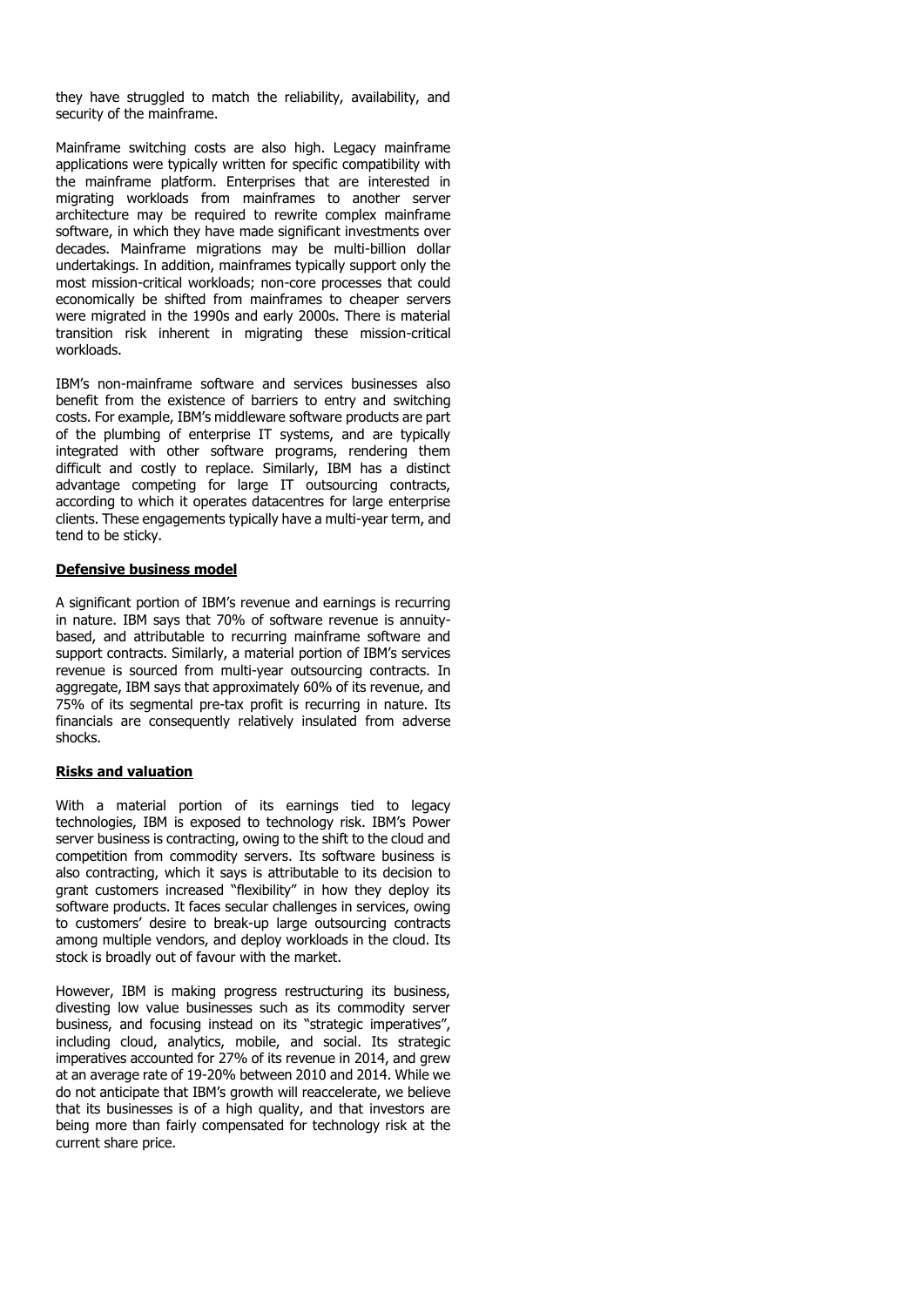they have struggled to match the reliability, availability, and security of the mainframe.

Mainframe switching costs are also high. Legacy mainframe applications were typically written for specific compatibility with the mainframe platform. Enterprises that are interested in migrating workloads from mainframes to another server architecture may be required to rewrite complex mainframe software, in which they have made significant investments over decades. Mainframe migrations may be multi-billion dollar undertakings. In addition, mainframes typically support only the most mission-critical workloads; non-core processes that could economically be shifted from mainframes to cheaper servers were migrated in the 1990s and early 2000s. There is material transition risk inherent in migrating these mission-critical workloads.

IBM's non-mainframe software and services businesses also benefit from the existence of barriers to entry and switching costs. For example, IBM's middleware software products are part of the plumbing of enterprise IT systems, and are typically integrated with other software programs, rendering them difficult and costly to replace. Similarly, IBM has a distinct advantage competing for large IT outsourcing contracts, according to which it operates datacentres for large enterprise clients. These engagements typically have a multi-year term, and tend to be sticky.

**Defensive business model**

A significant portion of IBM's revenue and earnings is recurring in nature. IBM says that 70% of software revenue is annuity-based, and attributable to recurring mainframe software and support contracts. Similarly, a material portion of IBM's services revenue is sourced from multi-year outsourcing contracts. In aggregate, IBM says that approximately 60% of its revenue, and 75% of its segmental pre-tax profit is recurring in nature. Its financials are consequently relatively insulated from adverse shocks.

**Risks and valuation**

With a material portion of its earnings tied to legacy technologies, IBM is exposed to technology risk. IBM's Power server business is contracting, owing to the shift to the cloud and competition from commodity servers. Its software business is also contracting, which it says is attributable to its decision to grant customers increased "flexibility" in how they deploy its software products. It faces secular challenges in services, owing to customers' desire to break-up large outsourcing contracts among multiple vendors, and deploy workloads in the cloud. Its stock is broadly out of favour with the market.

However, IBM is making progress restructuring its business, divesting low value businesses such as its commodity server business, and focusing instead on its "strategic imperatives", including cloud, analytics, mobile, and social. Its strategic imperatives accounted for 27% of its revenue in 2014, and grew at an average rate of 19-20% between 2010 and 2014. While we do not anticipate that IBM's growth will reaccelerate, we believe that its businesses is of a high quality, and that investors are being more than fairly compensated for technology risk at the current share price.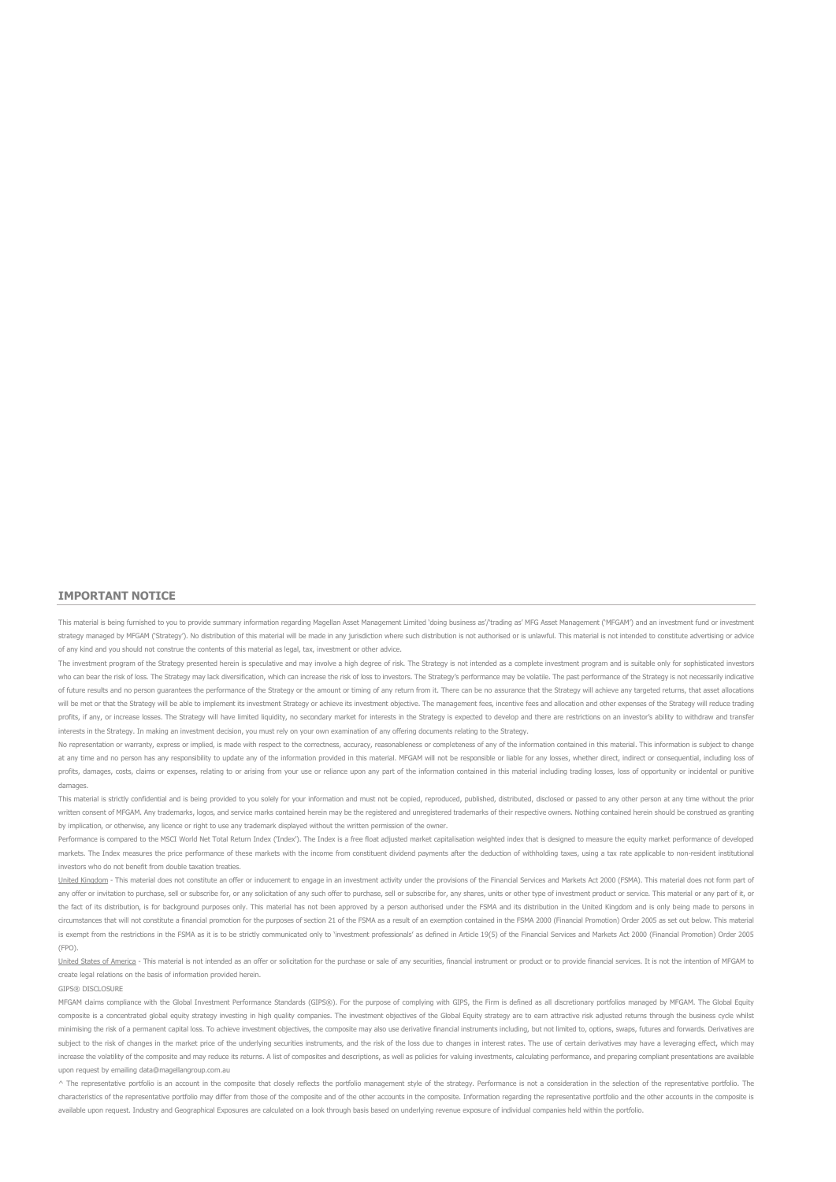## IMPORTANT NOTICE

This material is being furnished to you to provide summary information regarding Magellan Asset Management Limited 'doing business as'/'trading as' MFG Asset Management ('MFGAM') and an investment fund or investment strategy managed by MFGAM ('Strategy'). No distribution of this material will be made in any jurisdiction where such distribution is not authorised or is unlawful. This material is not intended to constitute advertising or advice of any kind and you should not construe the contents of this material as legal, tax, investment or other advice.

The investment program of the Strategy presented herein is speculative and may involve a high degree of risk. The Strategy is not intended as a complete investment program and is suitable only for sophisticated investors who can bear the risk of loss. The Strategy may lack diversification, which can increase the risk of loss to investors. The Strategy's performance may be volatile. The past performance of the Strategy is not necessarily indicative of future results and no person guarantees the performance of the Strategy or the amount or timing of any return from it. There can be no assurance that the Strategy will achieve any targeted returns, that asset allocations will be met or that the Strategy will be able to implement its investment Strategy or achieve its investment objective. The management fees, incentive fees and allocation and other expenses of the Strategy will reduce trading profits, if any, or increase losses. The Strategy will have limited liquidity, no secondary market for interests in the Strategy is expected to develop and there are restrictions on an investor's ability to withdraw and transfer interests in the Strategy. In making an investment decision, you must rely on your own examination of any offering documents relating to the Strategy.

No representation or warranty, express or implied, is made with respect to the correctness, accuracy, reasonableness or completeness of any of the information contained in this material. This information is subject to change at any time and no person has any responsibility to update any of the information provided in this material. MFGAM will not be responsible or liable for any losses, whether direct, indirect or consequential, including loss of profits, damages, costs, claims or expenses, relating to or arising from your use or reliance upon any part of the information contained in this material including trading losses, loss of opportunity or incidental or punitive damages.

This material is strictly confidential and is being provided to you solely for your information and must not be copied, reproduced, published, distributed, disclosed or passed to any other person at any time without the prior written consent of MFGAM. Any trademarks, logos, and service marks contained herein may be the registered and unregistered trademarks of their respective owners. Nothing contained herein should be construed as granting by implication, or otherwise, any licence or right to use any trademark displayed without the written permission of the owner.

Performance is compared to the MSCI World Net Total Return Index ('Index'). The Index is a free float adjusted market capitalisation weighted index that is designed to measure the equity market performance of developed markets. The Index measures the price performance of these markets with the income from constituent dividend payments after the deduction of withholding taxes, using a tax rate applicable to non-resident institutional investors who do not benefit from double taxation treaties.

United Kingdom - This material does not constitute an offer or inducement to engage in an investment activity under the provisions of the Financial Services and Markets Act 2000 (FSMA). This material does not form part of any offer or invitation to purchase, sell or subscribe for, or any solicitation of any such offer to purchase, sell or subscribe for, any shares, units or other type of investment product or service. This material or any part of it, or the fact of its distribution, is for background purposes only. This material has not been approved by a person authorised under the FSMA and its distribution in the United Kingdom and is only being made to persons in circumstances that will not constitute a financial promotion for the purposes of section 21 of the FSMA as a result of an exemption contained in the FSMA 2000 (Financial Promotion) Order 2005 as set out below. This material is exempt from the restrictions in the FSMA as it is to be strictly communicated only to 'investment professionals' as defined in Article 19(5) of the Financial Services and Markets Act 2000 (Financial Promotion) Order 2005 (FPO).

United States of America - This material is not intended as an offer or solicitation for the purchase or sale of any securities, financial instrument or product or to provide financial services. It is not the intention of MFGAM to create legal relations on the basis of information provided herein.

GIPS® DISCLOSURE

MFGAM claims compliance with the Global Investment Performance Standards (GIPS®). For the purpose of complying with GIPS, the Firm is defined as all discretionary portfolios managed by MFGAM. The Global Equity composite is a concentrated global equity strategy investing in high quality companies. The investment objectives of the Global Equity strategy are to earn attractive risk adjusted returns through the business cycle whilst minimising the risk of a permanent capital loss. To achieve investment objectives, the composite may also use derivative financial instruments including, but not limited to, options, swaps, futures and forwards. Derivatives are subject to the risk of changes in the market price of the underlying securities instruments, and the risk of the loss due to changes in interest rates. The use of certain derivatives may have a leveraging effect, which may increase the volatility of the composite and may reduce its returns. A list of composites and descriptions, as well as policies for valuing investments, calculating performance, and preparing compliant presentations are available upon request by emailing data@magellangroup.com.au

^ The representative portfolio is an account in the composite that closely reflects the portfolio management style of the strategy. Performance is not a consideration in the selection of the representative portfolio. The characteristics of the representative portfolio may differ from those of the composite and of the other accounts in the composite. Information regarding the representative portfolio and the other accounts in the composite is available upon request. Industry and Geographical Exposures are calculated on a look through basis based on underlying revenue exposure of individual companies held within the portfolio.